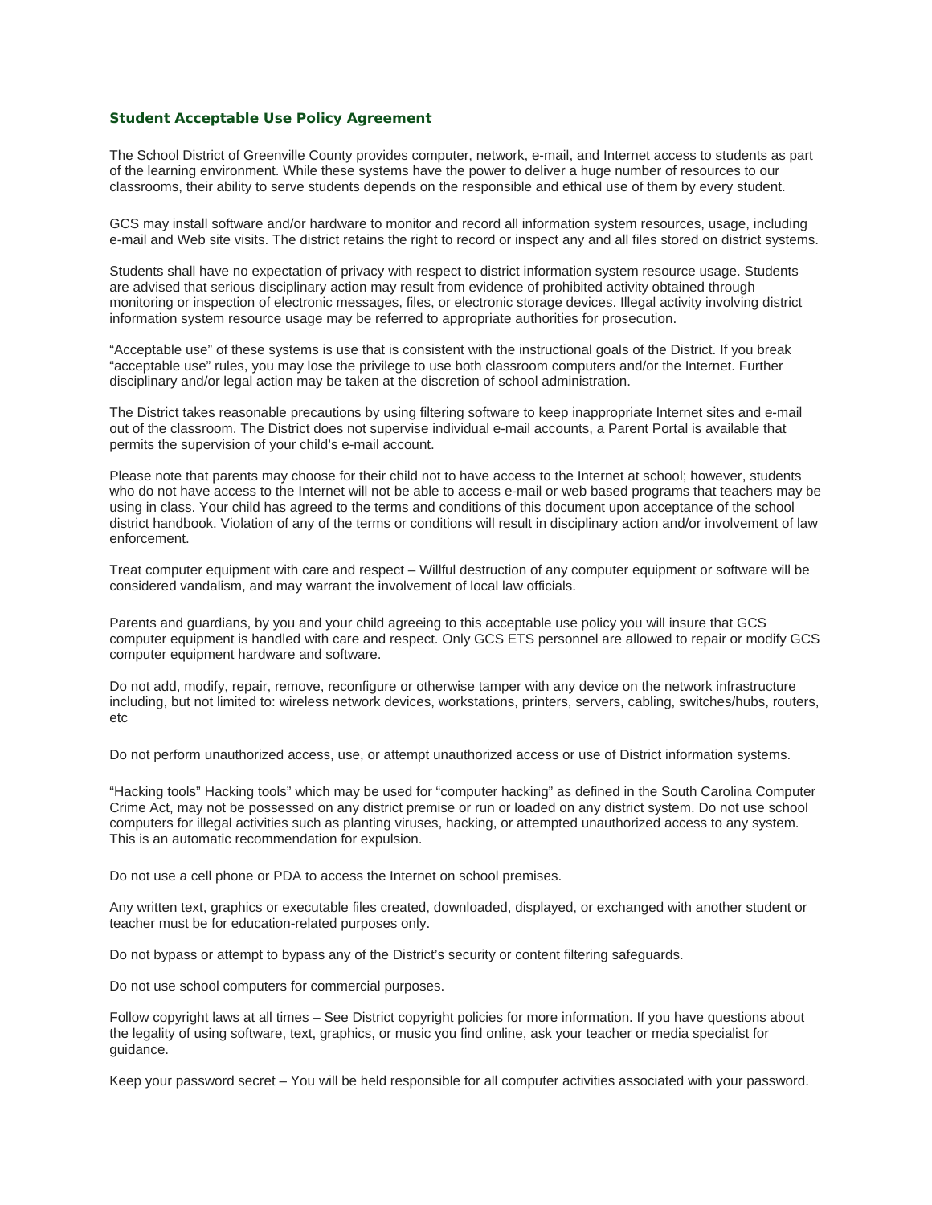### Student Acceptable Use Policy Agreement

The School District of Greenville County provides computer, network, e-mail, and Internet access to students as part of the learning environment. While these systems have the power to deliver a huge number of resources to our classrooms, their ability to serve students depends on the responsible and ethical use of them by every student.

GCS may install software and/or hardware to monitor and record all information system resources, usage, including e-mail and Web site visits. The district retains the right to record or inspect any and all files stored on district systems.

Students shall have no expectation of privacy with respect to district information system resource usage. Students are advised that serious disciplinary action may result from evidence of prohibited activity obtained through monitoring or inspection of electronic messages, files, or electronic storage devices. Illegal activity involving district information system resource usage may be referred to appropriate authorities for prosecution.

"Acceptable use" of these systems is use that is consistent with the instructional goals of the District. If you break "acceptable use" rules, you may lose the privilege to use both classroom computers and/or the Internet. Further disciplinary and/or legal action may be taken at the discretion of school administration.

The District takes reasonable precautions by using filtering software to keep inappropriate Internet sites and e-mail out of the classroom. The District does not supervise individual e-mail accounts, a Parent Portal is available that permits the supervision of your child's e-mail account.

Please note that parents may choose for their child not to have access to the Internet at school; however, students who do not have access to the Internet will not be able to access e-mail or web based programs that teachers may be using in class. Your child has agreed to the terms and conditions of this document upon acceptance of the school district handbook. Violation of any of the terms or conditions will result in disciplinary action and/or involvement of law enforcement.

Treat computer equipment with care and respect – Willful destruction of any computer equipment or software will be considered vandalism, and may warrant the involvement of local law officials.

Parents and guardians, by you and your child agreeing to this acceptable use policy you will insure that GCS computer equipment is handled with care and respect. Only GCS ETS personnel are allowed to repair or modify GCS computer equipment hardware and software.

Do not add, modify, repair, remove, reconfigure or otherwise tamper with any device on the network infrastructure including, but not limited to: wireless network devices, workstations, printers, servers, cabling, switches/hubs, routers, etc

Do not perform unauthorized access, use, or attempt unauthorized access or use of District information systems.

"Hacking tools" Hacking tools" which may be used for "computer hacking" as defined in the South Carolina Computer Crime Act, may not be possessed on any district premise or run or loaded on any district system. Do not use school computers for illegal activities such as planting viruses, hacking, or attempted unauthorized access to any system. This is an automatic recommendation for expulsion.

Do not use a cell phone or PDA to access the Internet on school premises.

Any written text, graphics or executable files created, downloaded, displayed, or exchanged with another student or teacher must be for education-related purposes only.

Do not bypass or attempt to bypass any of the District's security or content filtering safeguards.

Do not use school computers for commercial purposes.

Follow copyright laws at all times – See District copyright policies for more information. If you have questions about the legality of using software, text, graphics, or music you find online, ask your teacher or media specialist for guidance.

Keep your password secret – You will be held responsible for all computer activities associated with your password.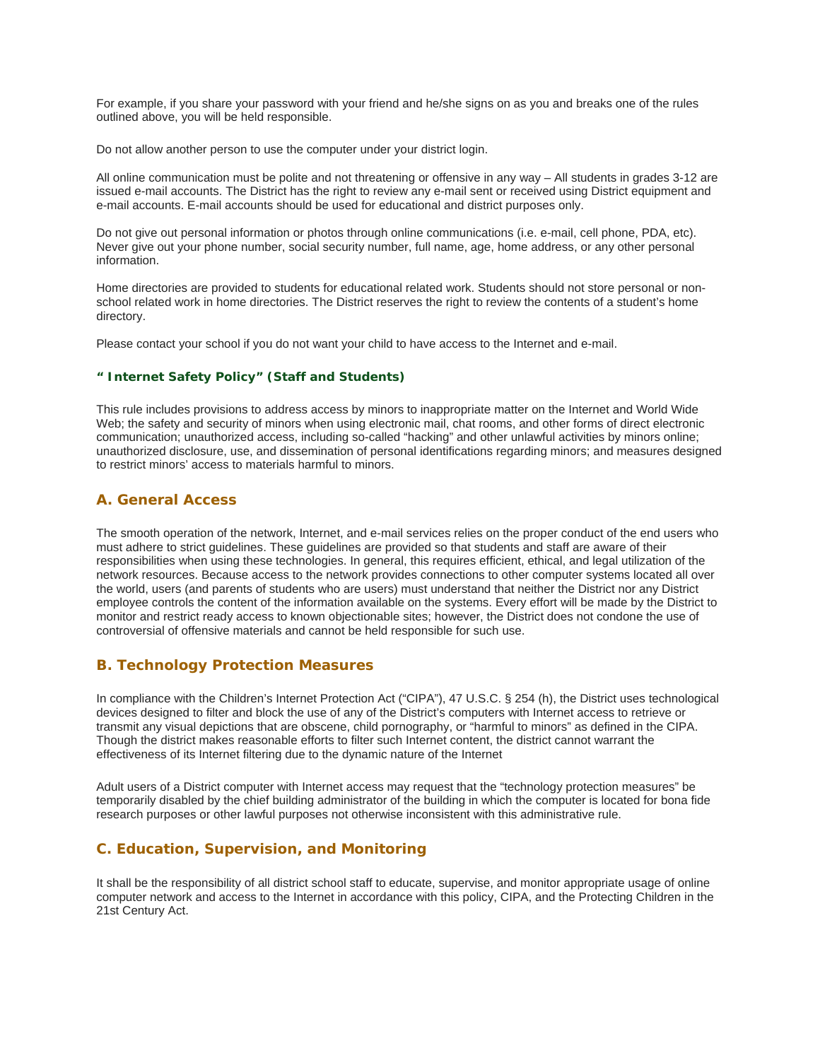For example, if you share your password with your friend and he/she signs on as you and breaks one of the rules outlined above, you will be held responsible.

Do not allow another person to use the computer under your district login.

All online communication must be polite and not threatening or offensive in any way – All students in grades 3-12 are issued e-mail accounts. The District has the right to review any e-mail sent or received using District equipment and e-mail accounts. E-mail accounts should be used for educational and district purposes only.

Do not give out personal information or photos through online communications (i.e. e-mail, cell phone, PDA, etc). Never give out your phone number, social security number, full name, age, home address, or any other personal information.

Home directories are provided to students for educational related work. Students should not store personal or non-school related work in home directories. The District reserves the right to review the contents of a student's home directory.

Please contact your school if you do not want your child to have access to the Internet and e-mail.

#### " Internet Safety Policy" (Staff and Students)

This rule includes provisions to address access by minors to inappropriate matter on the Internet and World Wide Web; the safety and security of minors when using electronic mail, chat rooms, and other forms of direct electronic communication; unauthorized access, including so-called "hacking" and other unlawful activities by minors online; unauthorized disclosure, use, and dissemination of personal identifications regarding minors; and measures designed to restrict minors' access to materials harmful to minors.

### A. General Access

The smooth operation of the network, Internet, and e-mail services relies on the proper conduct of the end users who must adhere to strict guidelines. These guidelines are provided so that students and staff are aware of their responsibilities when using these technologies. In general, this requires efficient, ethical, and legal utilization of the network resources. Because access to the network provides connections to other computer systems located all over the world, users (and parents of students who are users) must understand that neither the District nor any District employee controls the content of the information available on the systems. Every effort will be made by the District to monitor and restrict ready access to known objectionable sites; however, the District does not condone the use of controversial of offensive materials and cannot be held responsible for such use.

### B. Technology Protection Measures

In compliance with the Children's Internet Protection Act ("CIPA"), 47 U.S.C. § 254 (h), the District uses technological devices designed to filter and block the use of any of the District's computers with Internet access to retrieve or transmit any visual depictions that are obscene, child pornography, or "harmful to minors" as defined in the CIPA. Though the district makes reasonable efforts to filter such Internet content, the district cannot warrant the effectiveness of its Internet filtering due to the dynamic nature of the Internet

Adult users of a District computer with Internet access may request that the "technology protection measures" be temporarily disabled by the chief building administrator of the building in which the computer is located for bona fide research purposes or other lawful purposes not otherwise inconsistent with this administrative rule.

### C. Education, Supervision, and Monitoring

It shall be the responsibility of all district school staff to educate, supervise, and monitor appropriate usage of online computer network and access to the Internet in accordance with this policy, CIPA, and the Protecting Children in the 21st Century Act.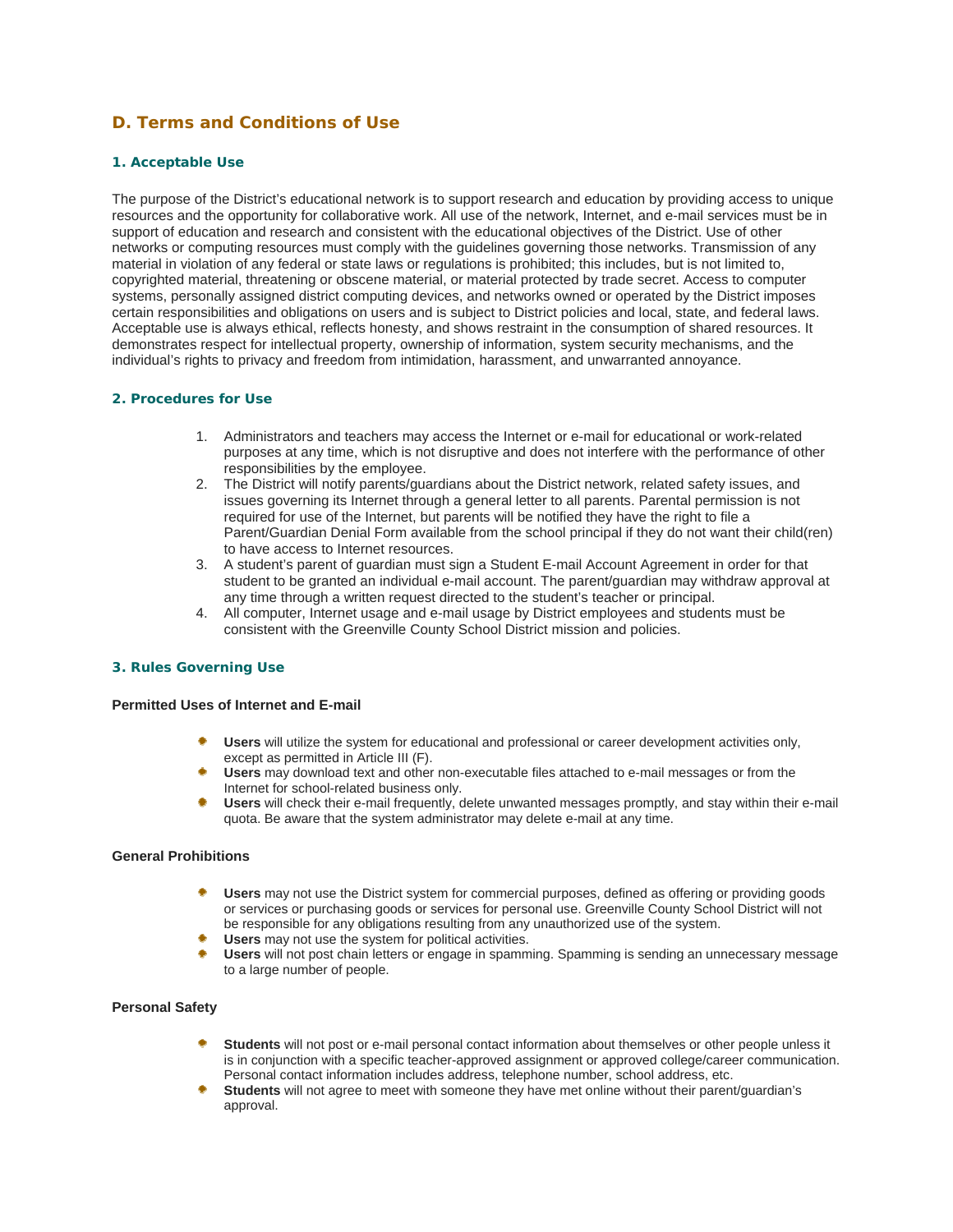## D. Terms and Conditions of Use

### 1. Acceptable Use

The purpose of the District's educational network is to support research and education by providing access to unique resources and the opportunity for collaborative work. All use of the network, Internet, and e-mail services must be in support of education and research and consistent with the educational objectives of the District. Use of other networks or computing resources must comply with the guidelines governing those networks. Transmission of any material in violation of any federal or state laws or regulations is prohibited; this includes, but is not limited to, copyrighted material, threatening or obscene material, or material protected by trade secret. Access to computer systems, personally assigned district computing devices, and networks owned or operated by the District imposes certain responsibilities and obligations on users and is subject to District policies and local, state, and federal laws. Acceptable use is always ethical, reflects honesty, and shows restraint in the consumption of shared resources. It demonstrates respect for intellectual property, ownership of information, system security mechanisms, and the individual's rights to privacy and freedom from intimidation, harassment, and unwarranted annoyance.

### 2. Procedures for Use

1. Administrators and teachers may access the Internet or e-mail for educational or work-related purposes at any time, which is not disruptive and does not interfere with the performance of other responsibilities by the employee.
2. The District will notify parents/guardians about the District network, related safety issues, and issues governing its Internet through a general letter to all parents. Parental permission is not required for use of the Internet, but parents will be notified they have the right to file a Parent/Guardian Denial Form available from the school principal if they do not want their child(ren) to have access to Internet resources.
3. A student's parent of guardian must sign a Student E-mail Account Agreement in order for that student to be granted an individual e-mail account. The parent/guardian may withdraw approval at any time through a written request directed to the student's teacher or principal.
4. All computer, Internet usage and e-mail usage by District employees and students must be consistent with the Greenville County School District mission and policies.

### 3. Rules Governing Use

**Permitted Uses of Internet and E-mail**

- **Users** will utilize the system for educational and professional or career development activities only, except as permitted in Article III (F).
- **Users** may download text and other non-executable files attached to e-mail messages or from the Internet for school-related business only.
- **Users** will check their e-mail frequently, delete unwanted messages promptly, and stay within their e-mail quota. Be aware that the system administrator may delete e-mail at any time.

**General Prohibitions**

- **Users** may not use the District system for commercial purposes, defined as offering or providing goods or services or purchasing goods or services for personal use. Greenville County School District will not be responsible for any obligations resulting from any unauthorized use of the system.
- **Users** may not use the system for political activities.
- **Users** will not post chain letters or engage in spamming. Spamming is sending an unnecessary message to a large number of people.

**Personal Safety**

- **Students** will not post or e-mail personal contact information about themselves or other people unless it is in conjunction with a specific teacher-approved assignment or approved college/career communication. Personal contact information includes address, telephone number, school address, etc.
- **Students** will not agree to meet with someone they have met online without their parent/guardian's approval.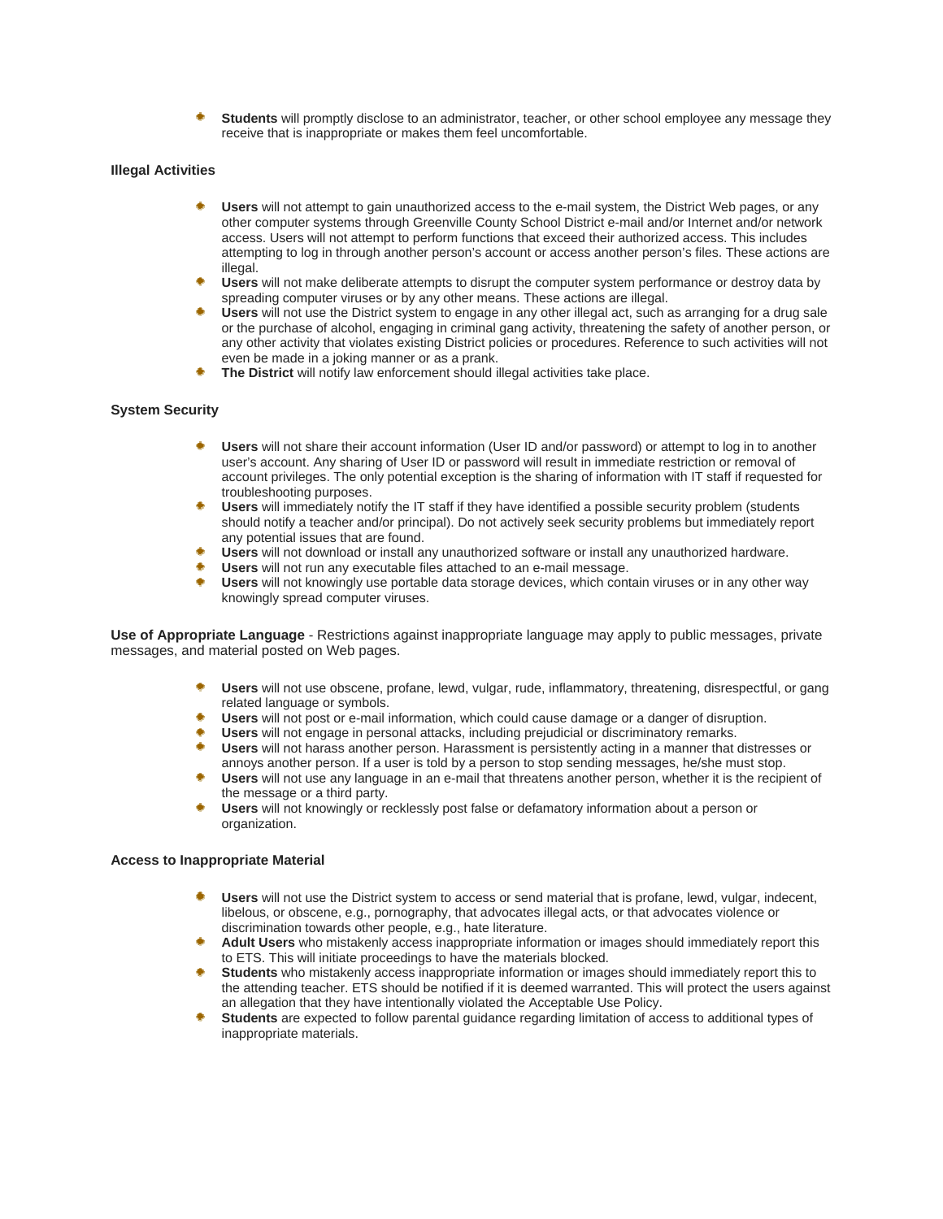- **Students** will promptly disclose to an administrator, teacher, or other school employee any message they receive that is inappropriate or makes them feel uncomfortable.

**Illegal Activities**

- **Users** will not attempt to gain unauthorized access to the e-mail system, the District Web pages, or any other computer systems through Greenville County School District e-mail and/or Internet and/or network access. Users will not attempt to perform functions that exceed their authorized access. This includes attempting to log in through another person's account or access another person's files. These actions are illegal.
- **Users** will not make deliberate attempts to disrupt the computer system performance or destroy data by spreading computer viruses or by any other means. These actions are illegal.
- **Users** will not use the District system to engage in any other illegal act, such as arranging for a drug sale or the purchase of alcohol, engaging in criminal gang activity, threatening the safety of another person, or any other activity that violates existing District policies or procedures. Reference to such activities will not even be made in a joking manner or as a prank.
- **The District** will notify law enforcement should illegal activities take place.

**System Security**

- **Users** will not share their account information (User ID and/or password) or attempt to log in to another user's account. Any sharing of User ID or password will result in immediate restriction or removal of account privileges. The only potential exception is the sharing of information with IT staff if requested for troubleshooting purposes.
- **Users** will immediately notify the IT staff if they have identified a possible security problem (students should notify a teacher and/or principal). Do not actively seek security problems but immediately report any potential issues that are found.
- **Users** will not download or install any unauthorized software or install any unauthorized hardware.
- **Users** will not run any executable files attached to an e-mail message.
- **Users** will not knowingly use portable data storage devices, which contain viruses or in any other way knowingly spread computer viruses.

**Use of Appropriate Language** - Restrictions against inappropriate language may apply to public messages, private messages, and material posted on Web pages.

- **Users** will not use obscene, profane, lewd, vulgar, rude, inflammatory, threatening, disrespectful, or gang related language or symbols.
- **Users** will not post or e-mail information, which could cause damage or a danger of disruption.
- **Users** will not engage in personal attacks, including prejudicial or discriminatory remarks.
- **Users** will not harass another person. Harassment is persistently acting in a manner that distresses or annoys another person. If a user is told by a person to stop sending messages, he/she must stop.
- **Users** will not use any language in an e-mail that threatens another person, whether it is the recipient of the message or a third party.
- **Users** will not knowingly or recklessly post false or defamatory information about a person or organization.

**Access to Inappropriate Material**

- **Users** will not use the District system to access or send material that is profane, lewd, vulgar, indecent, libelous, or obscene, e.g., pornography, that advocates illegal acts, or that advocates violence or discrimination towards other people, e.g., hate literature.
- **Adult Users** who mistakenly access inappropriate information or images should immediately report this to ETS. This will initiate proceedings to have the materials blocked.
- **Students** who mistakenly access inappropriate information or images should immediately report this to the attending teacher. ETS should be notified if it is deemed warranted. This will protect the users against an allegation that they have intentionally violated the Acceptable Use Policy.
- **Students** are expected to follow parental guidance regarding limitation of access to additional types of inappropriate materials.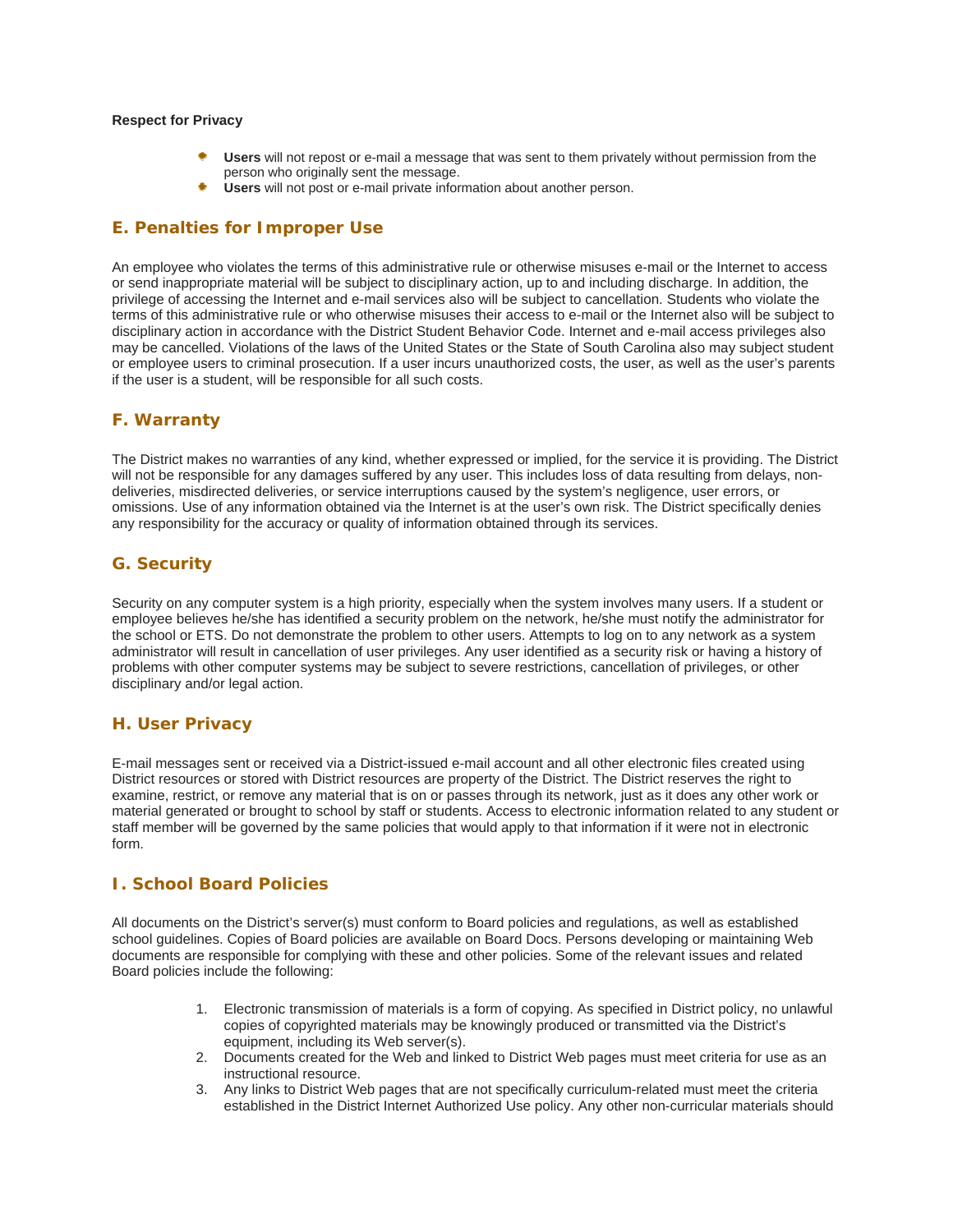**Respect for Privacy**

- **Users** will not repost or e-mail a message that was sent to them privately without permission from the person who originally sent the message.
- **Users** will not post or e-mail private information about another person.

## E. Penalties for Improper Use

An employee who violates the terms of this administrative rule or otherwise misuses e-mail or the Internet to access or send inappropriate material will be subject to disciplinary action, up to and including discharge. In addition, the privilege of accessing the Internet and e-mail services also will be subject to cancellation. Students who violate the terms of this administrative rule or who otherwise misuses their access to e-mail or the Internet also will be subject to disciplinary action in accordance with the District Student Behavior Code. Internet and e-mail access privileges also may be cancelled. Violations of the laws of the United States or the State of South Carolina also may subject student or employee users to criminal prosecution. If a user incurs unauthorized costs, the user, as well as the user's parents if the user is a student, will be responsible for all such costs.

## F. Warranty

The District makes no warranties of any kind, whether expressed or implied, for the service it is providing. The District will not be responsible for any damages suffered by any user. This includes loss of data resulting from delays, non-deliveries, misdirected deliveries, or service interruptions caused by the system's negligence, user errors, or omissions. Use of any information obtained via the Internet is at the user's own risk. The District specifically denies any responsibility for the accuracy or quality of information obtained through its services.

## G. Security

Security on any computer system is a high priority, especially when the system involves many users. If a student or employee believes he/she has identified a security problem on the network, he/she must notify the administrator for the school or ETS. Do not demonstrate the problem to other users. Attempts to log on to any network as a system administrator will result in cancellation of user privileges. Any user identified as a security risk or having a history of problems with other computer systems may be subject to severe restrictions, cancellation of privileges, or other disciplinary and/or legal action.

## H. User Privacy

E-mail messages sent or received via a District-issued e-mail account and all other electronic files created using District resources or stored with District resources are property of the District. The District reserves the right to examine, restrict, or remove any material that is on or passes through its network, just as it does any other work or material generated or brought to school by staff or students. Access to electronic information related to any student or staff member will be governed by the same policies that would apply to that information if it were not in electronic form.

## I. School Board Policies

All documents on the District's server(s) must conform to Board policies and regulations, as well as established school guidelines. Copies of Board policies are available on Board Docs. Persons developing or maintaining Web documents are responsible for complying with these and other policies. Some of the relevant issues and related Board policies include the following:

1. Electronic transmission of materials is a form of copying. As specified in District policy, no unlawful copies of copyrighted materials may be knowingly produced or transmitted via the District's equipment, including its Web server(s).
2. Documents created for the Web and linked to District Web pages must meet criteria for use as an instructional resource.
3. Any links to District Web pages that are not specifically curriculum-related must meet the criteria established in the District Internet Authorized Use policy. Any other non-curricular materials should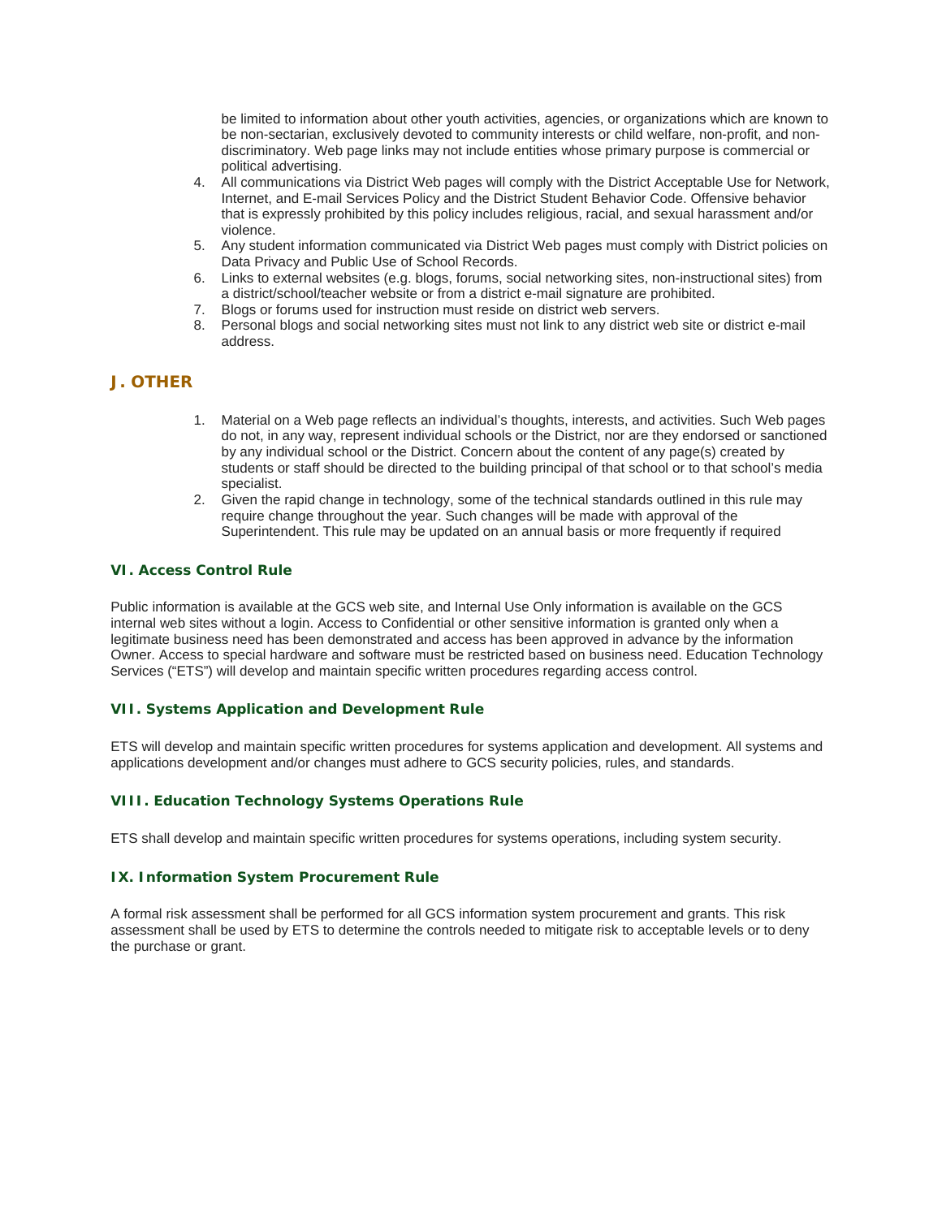be limited to information about other youth activities, agencies, or organizations which are known to be non-sectarian, exclusively devoted to community interests or child welfare, non-profit, and non-discriminatory. Web page links may not include entities whose primary purpose is commercial or political advertising.

4. All communications via District Web pages will comply with the District Acceptable Use for Network, Internet, and E-mail Services Policy and the District Student Behavior Code. Offensive behavior that is expressly prohibited by this policy includes religious, racial, and sexual harassment and/or violence.
5. Any student information communicated via District Web pages must comply with District policies on Data Privacy and Public Use of School Records.
6. Links to external websites (e.g. blogs, forums, social networking sites, non-instructional sites) from a district/school/teacher website or from a district e-mail signature are prohibited.
7. Blogs or forums used for instruction must reside on district web servers.
8. Personal blogs and social networking sites must not link to any district web site or district e-mail address.

## J. OTHER

1. Material on a Web page reflects an individual's thoughts, interests, and activities. Such Web pages do not, in any way, represent individual schools or the District, nor are they endorsed or sanctioned by any individual school or the District. Concern about the content of any page(s) created by students or staff should be directed to the building principal of that school or to that school's media specialist.
2. Given the rapid change in technology, some of the technical standards outlined in this rule may require change throughout the year. Such changes will be made with approval of the Superintendent. This rule may be updated on an annual basis or more frequently if required

### VI. Access Control Rule

Public information is available at the GCS web site, and Internal Use Only information is available on the GCS internal web sites without a login. Access to Confidential or other sensitive information is granted only when a legitimate business need has been demonstrated and access has been approved in advance by the information Owner. Access to special hardware and software must be restricted based on business need. Education Technology Services ("ETS") will develop and maintain specific written procedures regarding access control.

### VII. Systems Application and Development Rule

ETS will develop and maintain specific written procedures for systems application and development. All systems and applications development and/or changes must adhere to GCS security policies, rules, and standards.

### VIII. Education Technology Systems Operations Rule

ETS shall develop and maintain specific written procedures for systems operations, including system security.

### IX. Information System Procurement Rule

A formal risk assessment shall be performed for all GCS information system procurement and grants. This risk assessment shall be used by ETS to determine the controls needed to mitigate risk to acceptable levels or to deny the purchase or grant.